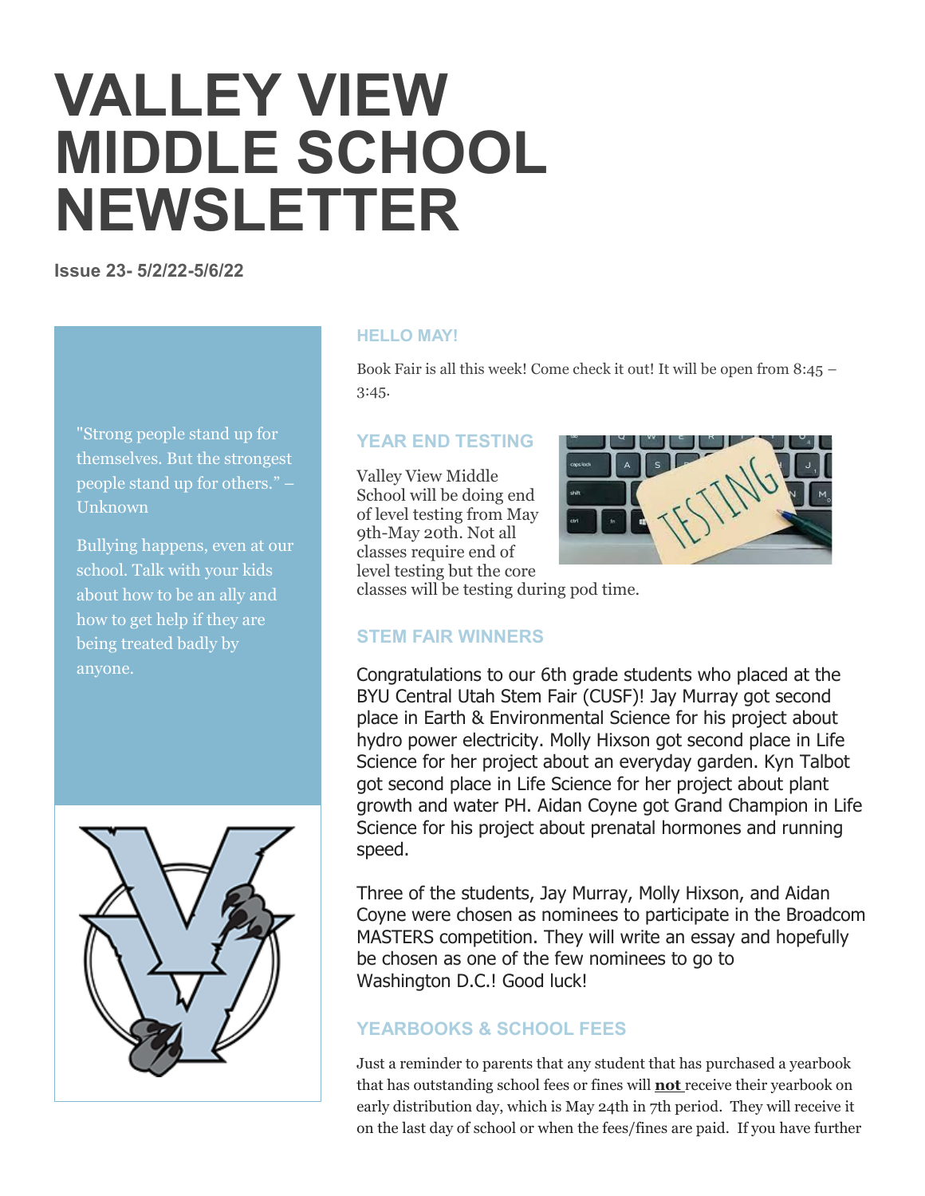# VALLEY VIEW MIDDLE SCHOOL NEWSLETTER

**Issue 23- 5/2/22-5/6/22**

"Strong people stand up for themselves. But the strongest people stand up for others." – Unknown

Bullying happens, even at our school. Talk with your kids about how to be an ally and how to get help if they are being treated badly by anyone.

## HELLO MAY!

Book Fair is all this week! Come check it out! It will be open from 8:45 – 3:45.

## YEAR END TESTING

Valley View Middle School will be doing end of level testing from May 9th-May 20th. Not all classes require end of level testing but the core classes will be testing during pod time.

## STEM FAIR WINNERS

Congratulations to our 6th grade students who placed at the BYU Central Utah Stem Fair (CUSF)! Jay Murray got second place in Earth & Environmental Science for his project about hydro power electricity. Molly Hixson got second place in Life Science for her project about an everyday garden. Kyn Talbot got second place in Life Science for her project about plant growth and water PH. Aidan Coyne got Grand Champion in Life Science for his project about prenatal hormones and running speed.

Three of the students, Jay Murray, Molly Hixson, and Aidan Coyne were chosen as nominees to participate in the Broadcom MASTERS competition. They will write an essay and hopefully be chosen as one of the few nominees to go to Washington D.C.! Good luck!

## YEARBOOKS & SCHOOL FEES

Just a reminder to parents that any student that has purchased a yearbook that has outstanding school fees or fines will **not** receive their yearbook on early distribution day, which is May 24th in 7th period. They will receive it on the last day of school or when the fees/fines are paid. If you have further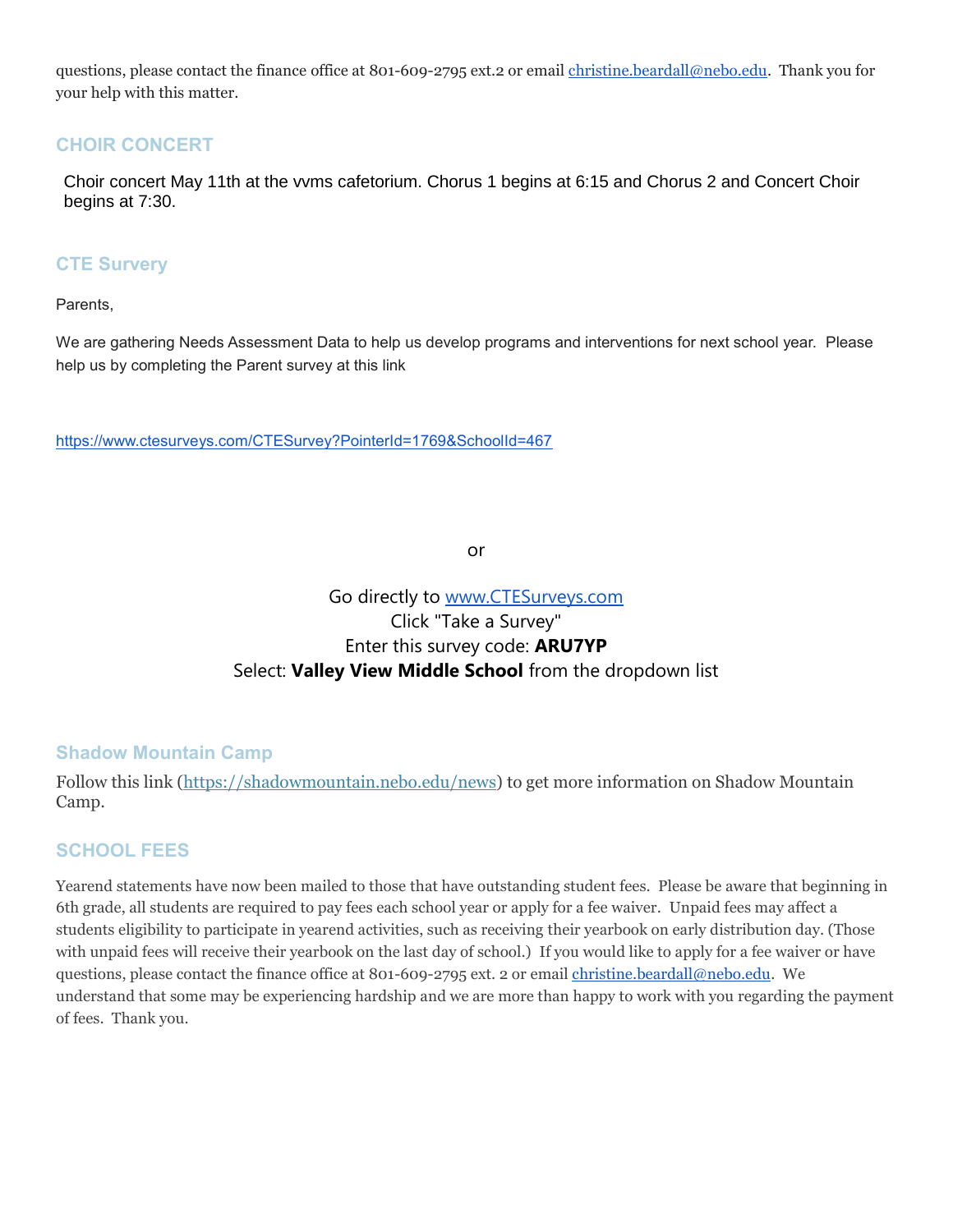questions, please contact the finance office at 801-609-2795 ext.2 or email [christine.beardall@nebo.edu](mailto:christine.beardall@nebo.edu). Thank you for your help with this matter.

## CHOIR CONCERT

Choir concert May 11th at the vvms cafetorium. Chorus 1 begins at 6:15 and Chorus 2 and Concert Choir begins at 7:30.

## CTE Survery

Parents,

We are gathering Needs Assessment Data to help us develop programs and interventions for next school year. Please help us by completing the Parent survey at this link

https://www.ctesurveys.com/CTESurvey?PointerId=1769&SchoolId=467

or

Go directly to www.CTESurveys.com
Click "Take a Survey"
Enter this survey code: **ARU7YP**
Select: **Valley View Middle School** from the dropdown list

## Shadow Mountain Camp

Follow this link (https://shadowmountain.nebo.edu/news) to get more information on Shadow Mountain Camp.

## SCHOOL FEES

Yearend statements have now been mailed to those that have outstanding student fees. Please be aware that beginning in 6th grade, all students are required to pay fees each school year or apply for a fee waiver. Unpaid fees may affect a students eligibility to participate in yearend activities, such as receiving their yearbook on early distribution day. (Those with unpaid fees will receive their yearbook on the last day of school.) If you would like to apply for a fee waiver or have questions, please contact the finance office at 801-609-2795 ext. 2 or email [christine.beardall@nebo.edu](mailto:christine.beardall@nebo.edu). We understand that some may be experiencing hardship and we are more than happy to work with you regarding the payment of fees. Thank you.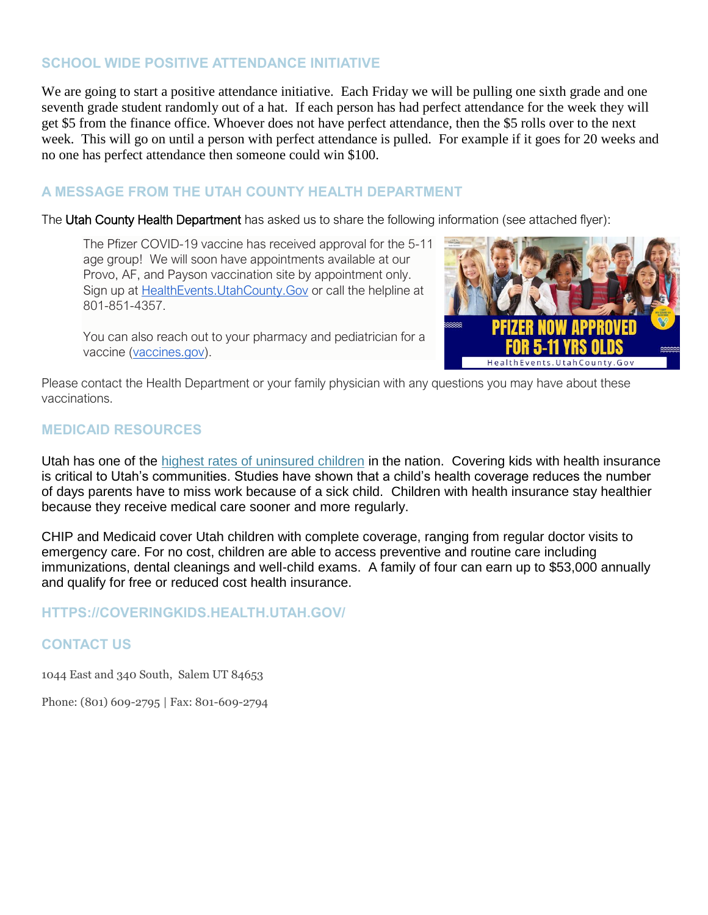## SCHOOL WIDE POSITIVE ATTENDANCE INITIATIVE

We are going to start a positive attendance initiative. Each Friday we will be pulling one sixth grade and one seventh grade student randomly out of a hat. If each person has had perfect attendance for the week they will get $5 from the finance office. Whoever does not have perfect attendance, then the $5 rolls over to the next week. This will go on until a person with perfect attendance is pulled. For example if it goes for 20 weeks and no one has perfect attendance then someone could win $100.

## A MESSAGE FROM THE UTAH COUNTY HEALTH DEPARTMENT

The Utah County Health Department has asked us to share the following information (see attached flyer):

> The Pfizer COVID-19 vaccine has received approval for the 5-11 age group! We will soon have appointments available at our Provo, AF, and Payson vaccination site by appointment only. Sign up at [HealthEvents.UtahCounty.Gov](HealthEvents.UtahCounty.Gov) or call the helpline at 801-851-4357.
>
> You can also reach out to your pharmacy and pediatrician for a vaccine ([vaccines.gov](vaccines.gov)).

PFIZER NOW APPROVED FOR 5-11 YRS OLDS

HealthEvents.UtahCounty.Gov

Please contact the Health Department or your family physician with any questions you may have about these vaccinations.

## MEDICAID RESOURCES

Utah has one of the highest rates of uninsured children in the nation. Covering kids with health insurance is critical to Utah's communities. Studies have shown that a child's health coverage reduces the number of days parents have to miss work because of a sick child. Children with health insurance stay healthier because they receive medical care sooner and more regularly.

CHIP and Medicaid cover Utah children with complete coverage, ranging from regular doctor visits to emergency care. For no cost, children are able to access preventive and routine care including immunizations, dental cleanings and well-child exams. A family of four can earn up to $53,000 annually and qualify for free or reduced cost health insurance.

## HTTPS://COVERINGKIDS.HEALTH.UTAH.GOV/

## CONTACT US

1044 East and 340 South, Salem UT 84653

Phone: (801) 609-2795 | Fax: 801-609-2794